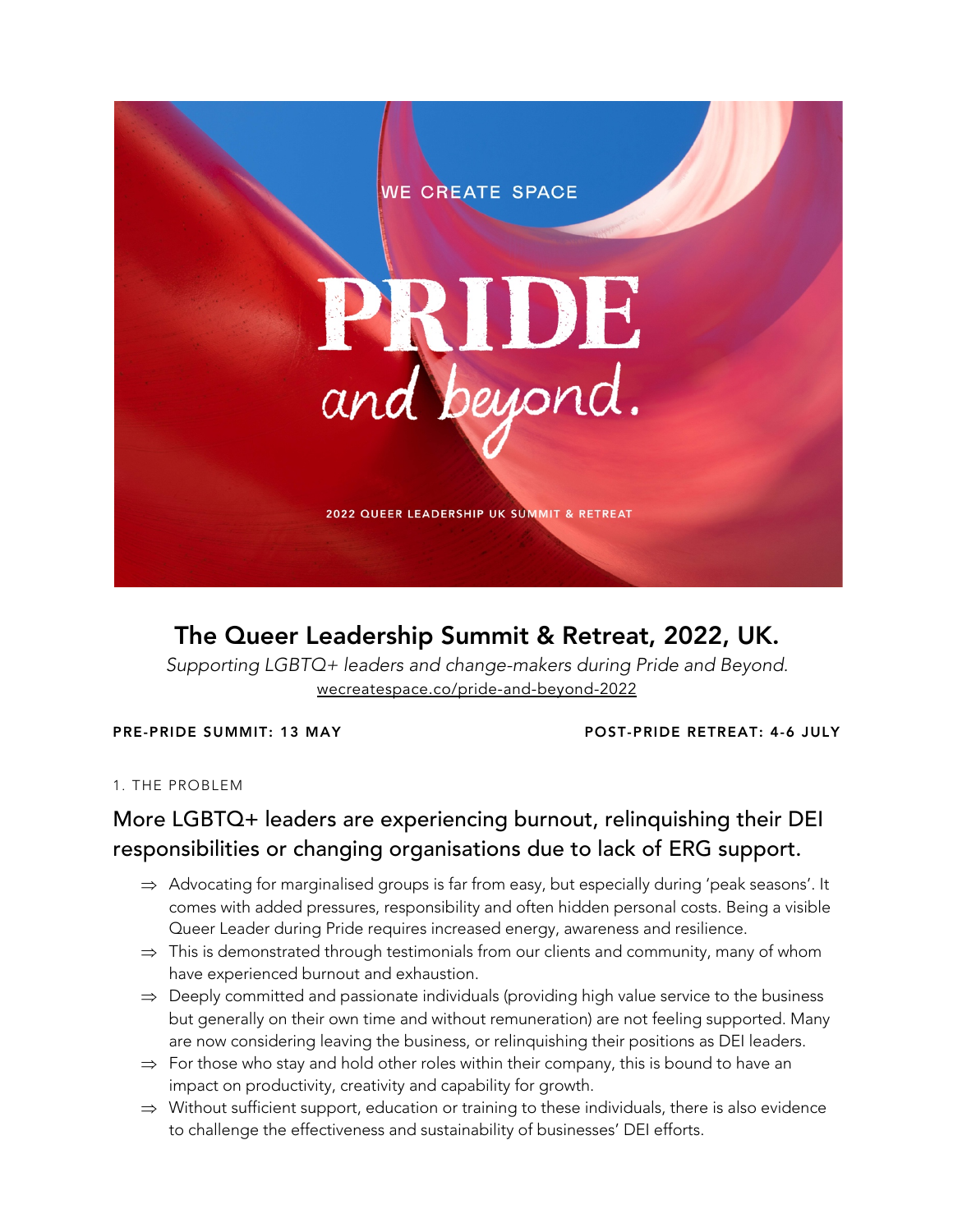WE CREATE SPACE

PRIDE

*and beyond.*

2022 QUEER LEADERSHIP UK SUMMIT & RETREAT

# The Queer Leadership Summit & Retreat, 2022, UK.

*Supporting LGBTQ+ leaders and change-makers during Pride and Beyond.*

wecreatespace.co/pride-and-beyond-2022

**PRE-PRIDE SUMMIT: 13 MAY**

**POST-PRIDE RETREAT: 4-6 JULY**

1. THE PROBLEM

## More LGBTQ+ leaders are experiencing burnout, relinquishing their DEI responsibilities or changing organisations due to lack of ERG support.

- ⇒ Advocating for marginalised groups is far from easy, but especially during 'peak seasons'. It comes with added pressures, responsibility and often hidden personal costs. Being a visible Queer Leader during Pride requires increased energy, awareness and resilience.
- ⇒ This is demonstrated through testimonials from our clients and community, many of whom have experienced burnout and exhaustion.
- ⇒ Deeply committed and passionate individuals (providing high value service to the business but generally on their own time and without remuneration) are not feeling supported. Many are now considering leaving the business, or relinquishing their positions as DEI leaders.
- ⇒ For those who stay and hold other roles within their company, this is bound to have an impact on productivity, creativity and capability for growth.
- ⇒ Without sufficient support, education or training to these individuals, there is also evidence to challenge the effectiveness and sustainability of businesses' DEI efforts.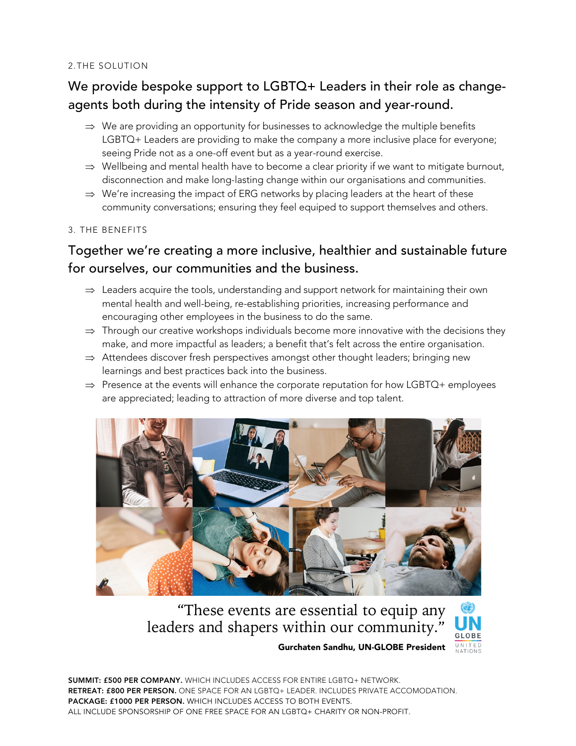2.THE SOLUTION

## We provide bespoke support to LGBTQ+ Leaders in their role as change-agents both during the intensity of Pride season and year-round.

- ⇒ We are providing an opportunity for businesses to acknowledge the multiple benefits LGBTQ+ Leaders are providing to make the company a more inclusive place for everyone; seeing Pride not as a one-off event but as a year-round exercise.
- ⇒ Wellbeing and mental health have to become a clear priority if we want to mitigate burnout, disconnection and make long-lasting change within our organisations and communities.
- ⇒ We're increasing the impact of ERG networks by placing leaders at the heart of these community conversations; ensuring they feel equiped to support themselves and others.

3. THE BENEFITS

## Together we're creating a more inclusive, healthier and sustainable future for ourselves, our communities and the business.

- ⇒ Leaders acquire the tools, understanding and support network for maintaining their own mental health and well-being, re-establishing priorities, increasing performance and encouraging other employees in the business to do the same.
- ⇒ Through our creative workshops individuals become more innovative with the decisions they make, and more impactful as leaders; a benefit that's felt across the entire organisation.
- ⇒ Attendees discover fresh perspectives amongst other thought leaders; bringing new learnings and best practices back into the business.
- ⇒ Presence at the events will enhance the corporate reputation for how LGBTQ+ employees are appreciated; leading to attraction of more diverse and top talent.

"These events are essential to equip any leaders and shapers within our community."

**Gurchaten Sandhu, UN-GLOBE President**

UN GLOBE UNITED NATIONS

**SUMMIT: £500 PER COMPANY.** WHICH INCLUDES ACCESS FOR ENTIRE LGBTQ+ NETWORK.
**RETREAT: £800 PER PERSON.** ONE SPACE FOR AN LGBTQ+ LEADER. INCLUDES PRIVATE ACCOMODATION.
**PACKAGE: £1000 PER PERSON.** WHICH INCLUDES ACCESS TO BOTH EVENTS.
ALL INCLUDE SPONSORSHIP OF ONE FREE SPACE FOR AN LGBTQ+ CHARITY OR NON-PROFIT.